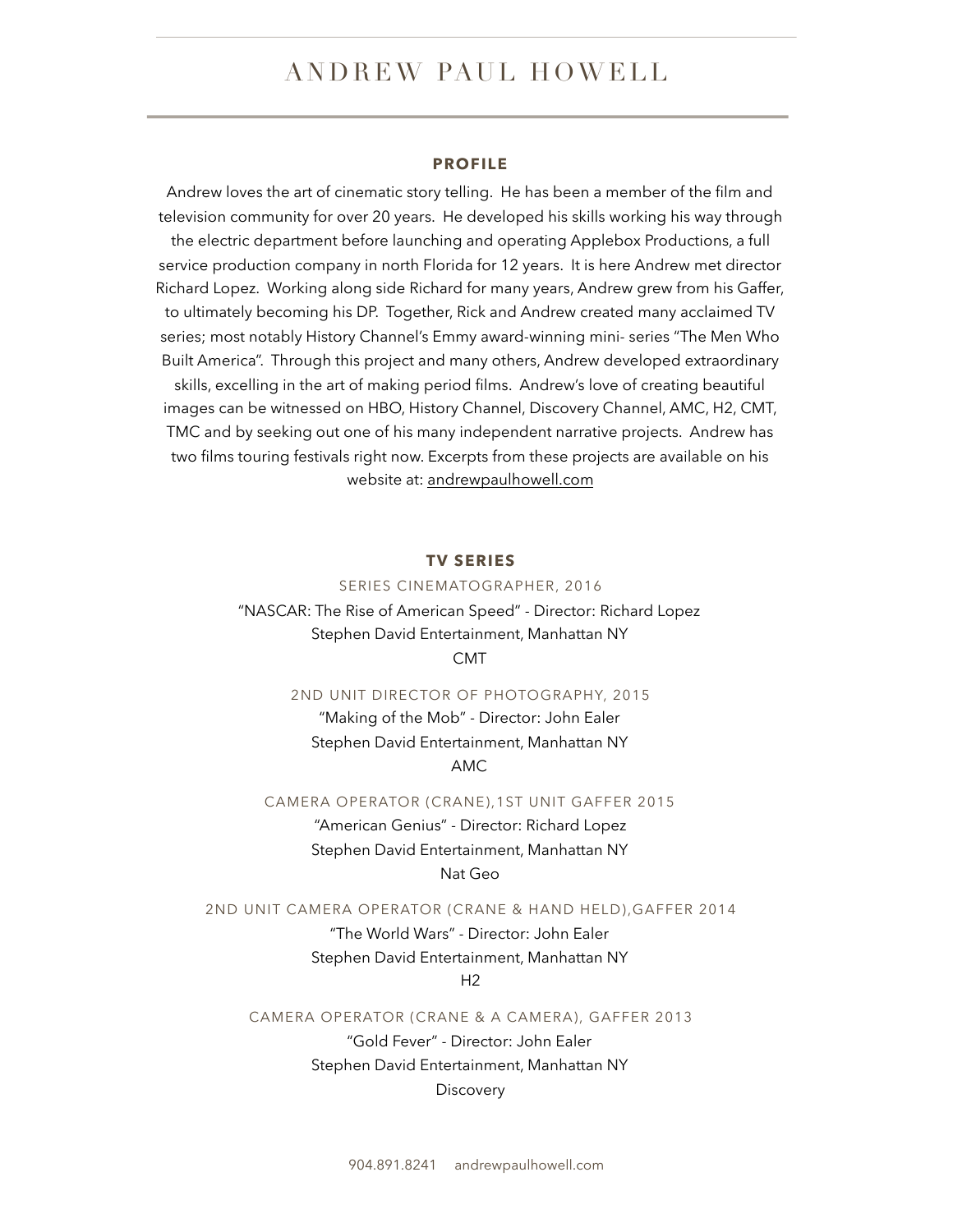# ANDREW PAUL HOWELL

## PROFILE

Andrew loves the art of cinematic story telling. He has been a member of the film and television community for over 20 years. He developed his skills working his way through the electric department before launching and operating Applebox Productions, a full service production company in north Florida for 12 years. It is here Andrew met director Richard Lopez. Working along side Richard for many years, Andrew grew from his Gaffer, to ultimately becoming his DP. Together, Rick and Andrew created many acclaimed TV series; most notably History Channel's Emmy award-winning mini- series "The Men Who Built America". Through this project and many others, Andrew developed extraordinary skills, excelling in the art of making period films. Andrew's love of creating beautiful images can be witnessed on HBO, History Channel, Discovery Channel, AMC, H2, CMT, TMC and by seeking out one of his many independent narrative projects. Andrew has two films touring festivals right now. Excerpts from these projects are available on his website at: andrewpaulhowell.com

## TV SERIES

SERIES CINEMATOGRAPHER, 2016

"NASCAR: The Rise of American Speed" - Director: Richard Lopez
Stephen David Entertainment, Manhattan NY
CMT

2ND UNIT DIRECTOR OF PHOTOGRAPHY, 2015

"Making of the Mob" - Director: John Ealer
Stephen David Entertainment, Manhattan NY
AMC

CAMERA OPERATOR (CRANE),1ST UNIT GAFFER 2015

"American Genius" - Director: Richard Lopez
Stephen David Entertainment, Manhattan NY
Nat Geo

2ND UNIT CAMERA OPERATOR (CRANE & HAND HELD),GAFFER 2014

"The World Wars" - Director: John Ealer
Stephen David Entertainment, Manhattan NY
H2

CAMERA OPERATOR (CRANE & A CAMERA), GAFFER 2013

"Gold Fever" - Director: John Ealer
Stephen David Entertainment, Manhattan NY
Discovery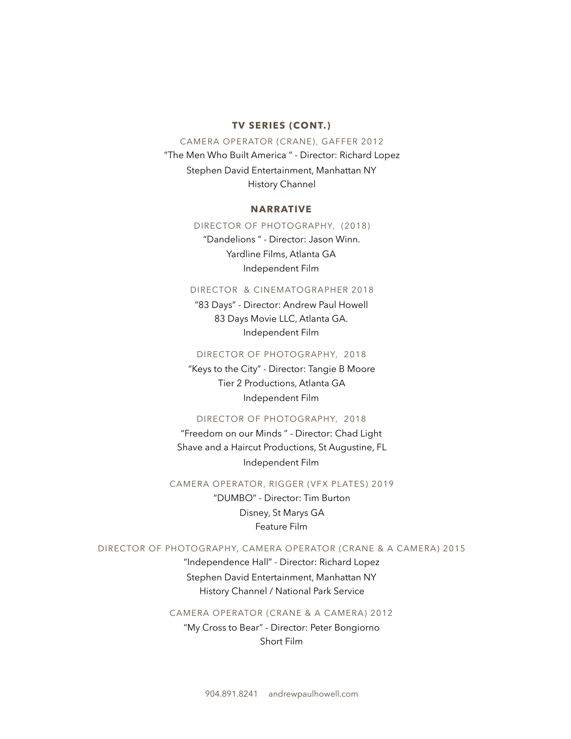## TV SERIES (CONT.)

CAMERA OPERATOR (CRANE), GAFFER 2012

"The Men Who Built America " - Director: Richard Lopez

Stephen David Entertainment, Manhattan NY

History Channel

## NARRATIVE

DIRECTOR OF PHOTOGRAPHY, (2018)

"Dandelions " - Director: Jason Winn.

Yardline Films, Atlanta GA

Independent Film

DIRECTOR & CINEMATOGRAPHER 2018

"83 Days" - Director: Andrew Paul Howell

83 Days Movie LLC, Atlanta GA.

Independent Film

DIRECTOR OF PHOTOGRAPHY, 2018

"Keys to the City" - Director: Tangie B Moore

Tier 2 Productions, Atlanta GA

Independent Film

DIRECTOR OF PHOTOGRAPHY, 2018

"Freedom on our Minds " - Director: Chad Light

Shave and a Haircut Productions, St Augustine, FL

Independent Film

CAMERA OPERATOR, RIGGER (VFX PLATES) 2019

"DUMBO" - Director: Tim Burton

Disney, St Marys GA

Feature Film

DIRECTOR OF PHOTOGRAPHY, CAMERA OPERATOR (CRANE & A CAMERA) 2015

"Independence Hall" - Director: Richard Lopez

Stephen David Entertainment, Manhattan NY

History Channel / National Park Service

CAMERA OPERATOR (CRANE & A CAMERA) 2012

"My Cross to Bear" - Director: Peter Bongiorno

Short Film

904.891.8241 andrewpaulhowell.com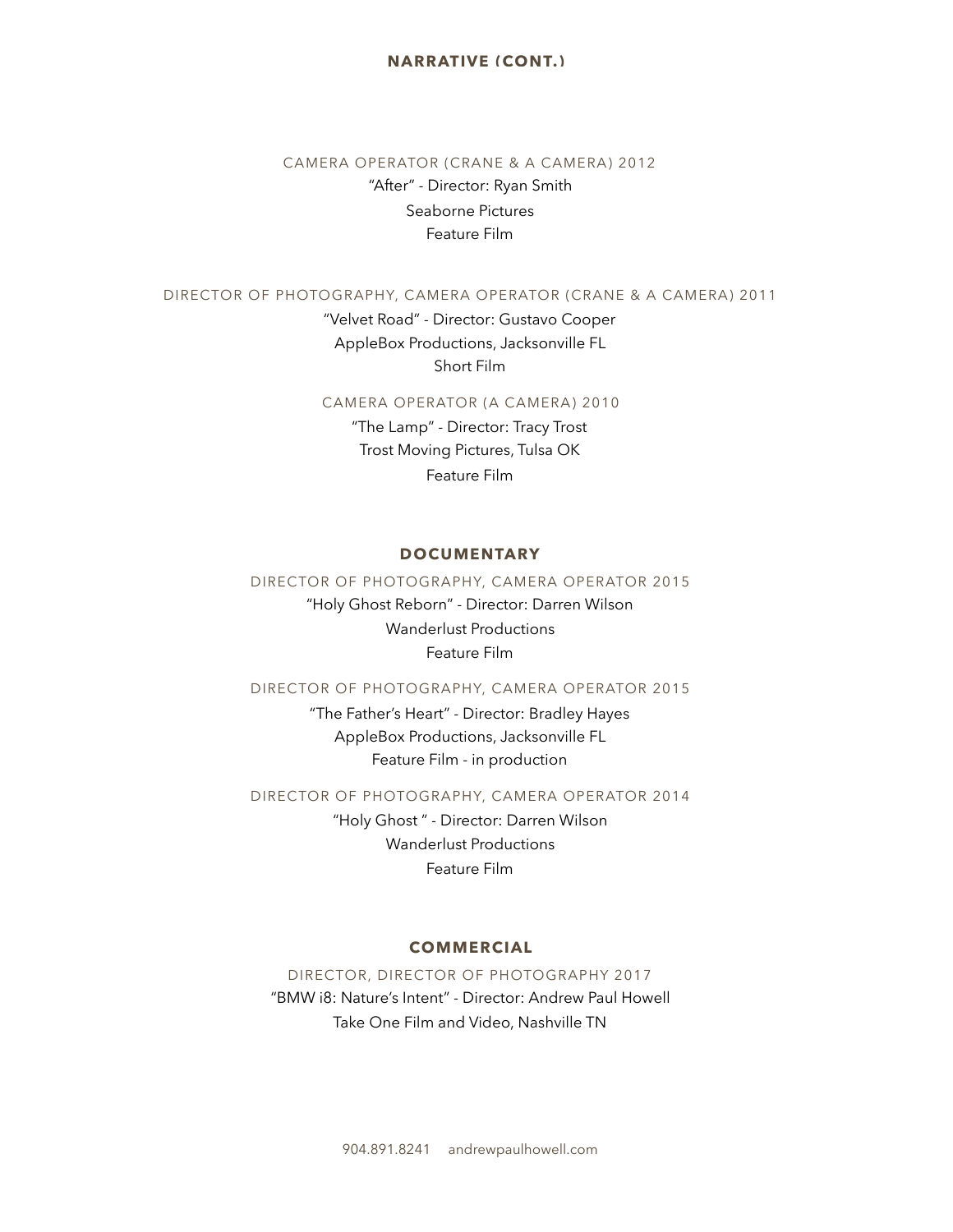## NARRATIVE (CONT.)

CAMERA OPERATOR (CRANE & A CAMERA) 2012

"After" - Director: Ryan Smith
Seaborne Pictures
Feature Film

DIRECTOR OF PHOTOGRAPHY, CAMERA OPERATOR (CRANE & A CAMERA) 2011

"Velvet Road" - Director: Gustavo Cooper
AppleBox Productions, Jacksonville FL
Short Film

CAMERA OPERATOR (A CAMERA) 2010

"The Lamp" - Director: Tracy Trost
Trost Moving Pictures, Tulsa OK
Feature Film

## DOCUMENTARY

DIRECTOR OF PHOTOGRAPHY, CAMERA OPERATOR 2015

"Holy Ghost Reborn" - Director: Darren Wilson
Wanderlust Productions
Feature Film

DIRECTOR OF PHOTOGRAPHY, CAMERA OPERATOR 2015

"The Father's Heart" - Director: Bradley Hayes
AppleBox Productions, Jacksonville FL
Feature Film - in production

DIRECTOR OF PHOTOGRAPHY, CAMERA OPERATOR 2014

"Holy Ghost " - Director: Darren Wilson
Wanderlust Productions
Feature Film

## COMMERCIAL

DIRECTOR, DIRECTOR OF PHOTOGRAPHY 2017

"BMW i8: Nature's Intent" - Director: Andrew Paul Howell
Take One Film and Video, Nashville TN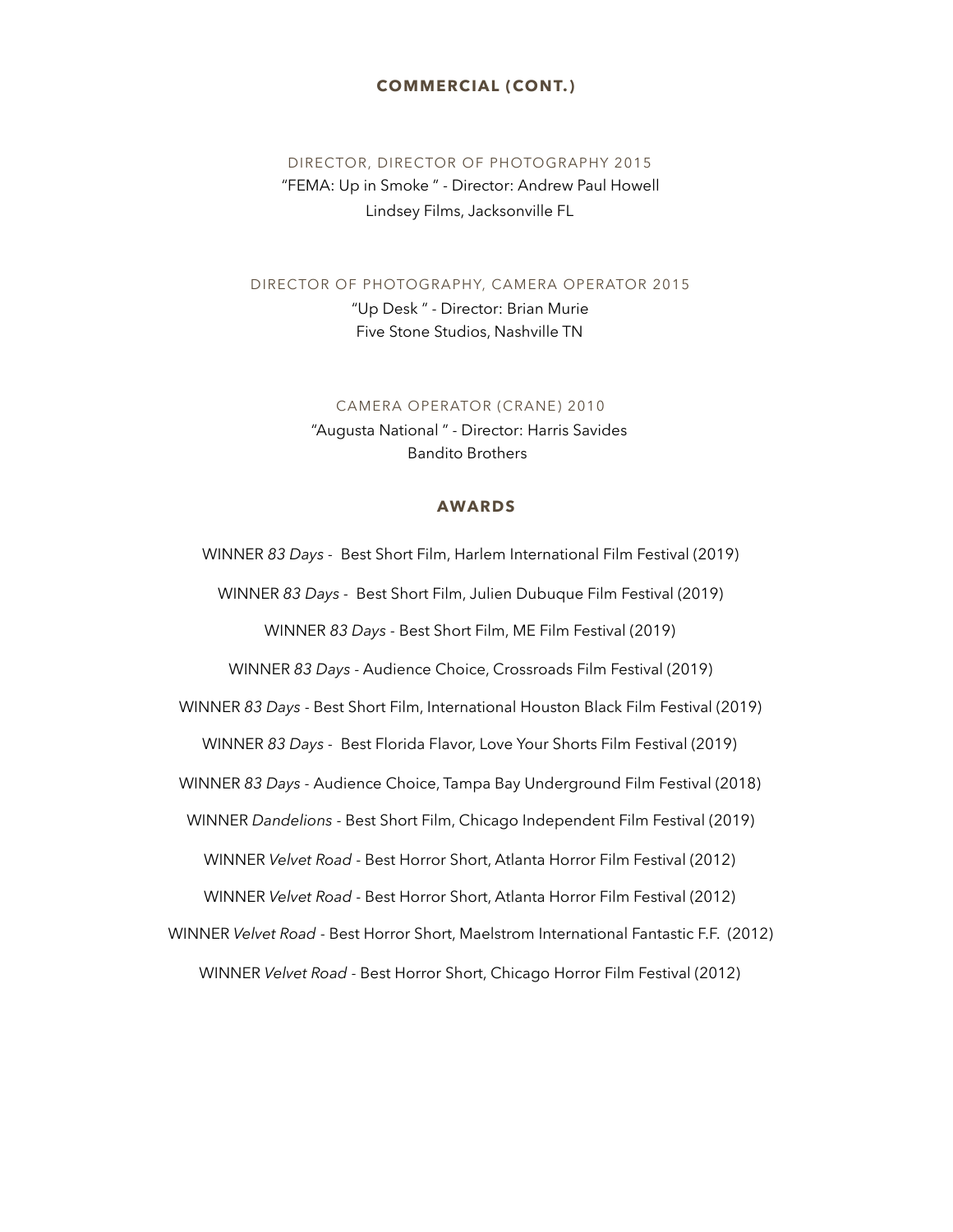## COMMERCIAL (CONT.)

DIRECTOR, DIRECTOR OF PHOTOGRAPHY 2015
"FEMA: Up in Smoke " - Director: Andrew Paul Howell
Lindsey Films, Jacksonville FL

DIRECTOR OF PHOTOGRAPHY, CAMERA OPERATOR 2015
"Up Desk " - Director: Brian Murie
Five Stone Studios, Nashville TN

CAMERA OPERATOR (CRANE) 2010
"Augusta National " - Director: Harris Savides
Bandito Brothers

## AWARDS

WINNER *83 Days* - Best Short Film, Harlem International Film Festival (2019)

WINNER *83 Days* - Best Short Film, Julien Dubuque Film Festival (2019)

WINNER *83 Days* - Best Short Film, ME Film Festival (2019)

WINNER *83 Days* - Audience Choice, Crossroads Film Festival (2019)

WINNER *83 Days* - Best Short Film, International Houston Black Film Festival (2019)

WINNER *83 Days* - Best Florida Flavor, Love Your Shorts Film Festival (2019)

WINNER *83 Days* - Audience Choice, Tampa Bay Underground Film Festival (2018)

WINNER *Dandelions* - Best Short Film, Chicago Independent Film Festival (2019)

WINNER *Velvet Road* - Best Horror Short, Atlanta Horror Film Festival (2012)

WINNER *Velvet Road* - Best Horror Short, Atlanta Horror Film Festival (2012)

WINNER *Velvet Road* - Best Horror Short, Maelstrom International Fantastic F.F. (2012)

WINNER *Velvet Road* - Best Horror Short, Chicago Horror Film Festival (2012)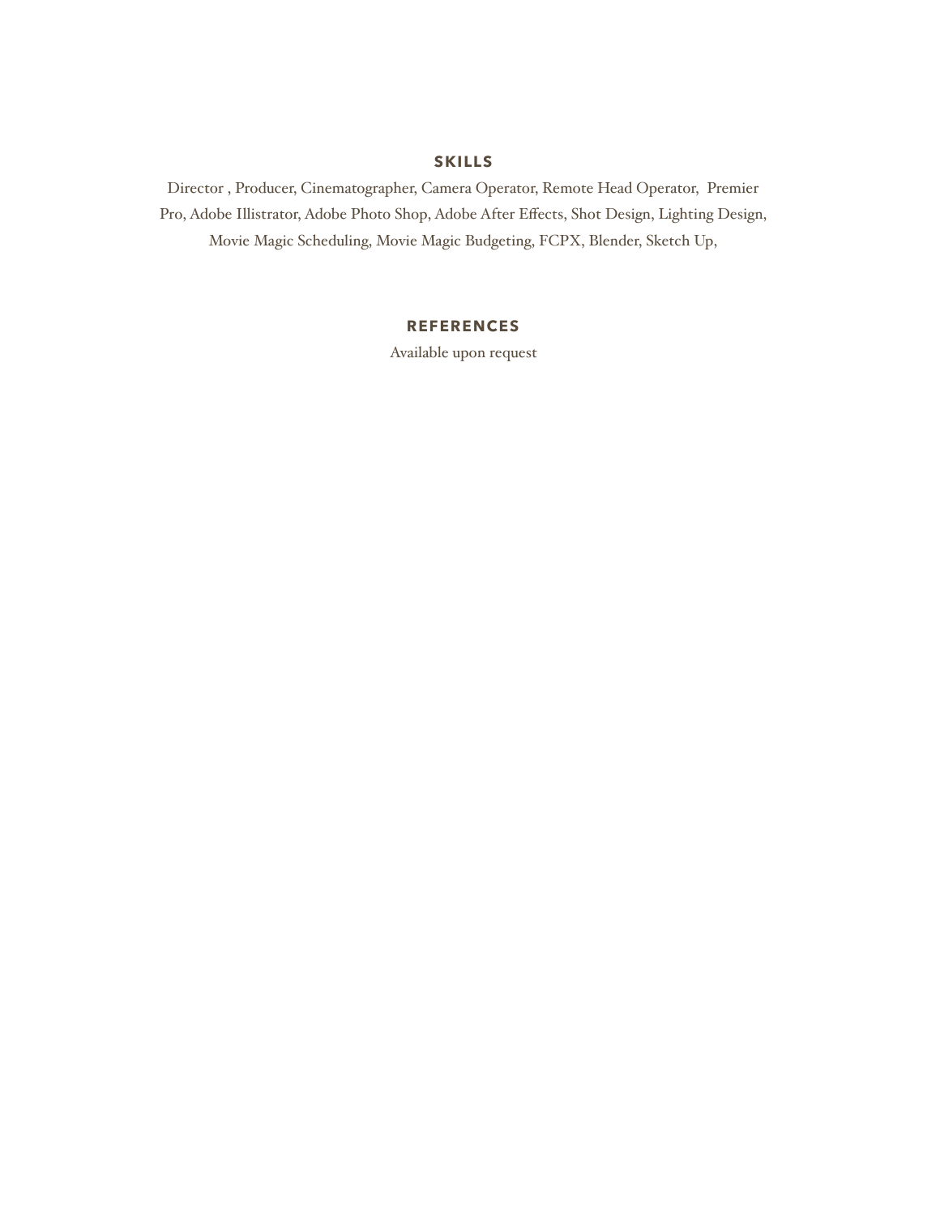## SKILLS

Director , Producer, Cinematographer, Camera Operator, Remote Head Operator, Premier Pro, Adobe Illistrator, Adobe Photo Shop, Adobe After Effects, Shot Design, Lighting Design, Movie Magic Scheduling, Movie Magic Budgeting, FCPX, Blender, Sketch Up,

## REFERENCES

Available upon request